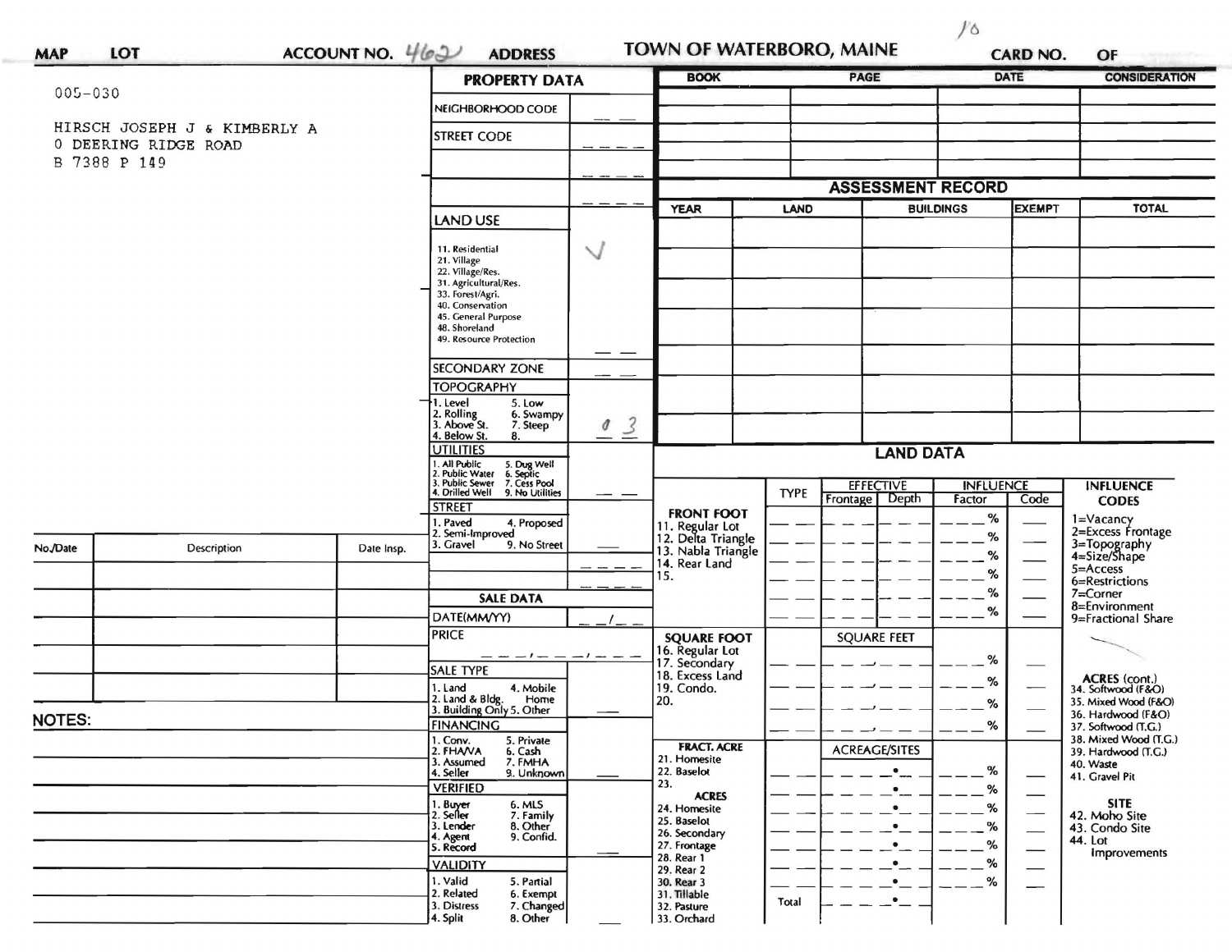10

**MAP** **LOT** **ACCOUNT NO.** 462 **ADDRESS** **TOWN OF WATERBORO, MAINE** **CARD NO.** **OF**

005-030

HIRSCH JOSEPH J & KIMBERLY A
0 DEERING RIDGE ROAD
B 7388 P 149

## PROPERTY DATA

| | |
|---|---|
| NEIGHBORHOOD CODE | |
| STREET CODE | |
| | |
| | |
| LAND USE | |
| 11. Residential<br>21. Village<br>22. Village/Res.<br>31. Agricultural/Res.<br>33. Forest/Agri.<br>40. Conservation<br>45. General Purpose<br>48. Shoreland<br>49. Resource Protection | ✓ |
| SECONDARY ZONE | |
| TOPOGRAPHY<br>1. Level 5. Low<br>2. Rolling 6. Swampy<br>3. Above St. 7. Steep<br>4. Below St. 8. | 0 3 |
| UTILITIES<br>1. All Public 5. Dug Well<br>2. Public Water 6. Septic<br>3. Public Sewer 7. Cess Pool<br>4. Drilled Well 9. No Utilities | |
| STREET<br>1. Paved 4. Proposed<br>2. Semi-Improved<br>3. Gravel 9. No Street | |
| | |
| | |
| **SALE DATA** | |
| DATE(MM/YY) | / |
| PRICE | |
| SALE TYPE<br>1. Land 4. Mobile Home<br>2. Land & Bldg.<br>3. Building Only 5. Other | |
| FINANCING<br>1. Conv. 5. Private<br>2. FHA/VA 6. Cash<br>3. Assumed 7. FMHA<br>4. Seller 9. Unknown | |
| VERIFIED<br>1. Buyer 6. MLS<br>2. Seller 7. Family<br>3. Lender 8. Other<br>4. Agent 9. Confid.<br>5. Record | |
| VALIDITY<br>1. Valid 5. Partial<br>2. Related 6. Exempt<br>3. Distress 7. Changed<br>4. Split 8. Other | |

| BOOK | PAGE | DATE | CONSIDERATION |
|---|---|---|---|
| | | | |
| | | | |
| | | | |
| | | | |
| | | | |

## ASSESSMENT RECORD

| YEAR | LAND | BUILDINGS | EXEMPT | TOTAL |
|---|---|---|---|---|
| | | | | |
| | | | | |
| | | | | |
| | | | | |
| | | | | |
| | | | | |
| | | | | |

## LAND DATA

| | TYPE | EFFECTIVE Frontage | EFFECTIVE Depth | INFLUENCE Factor | INFLUENCE Code |
|---|---|---|---|---|---|
| **FRONT FOOT**<br>11. Regular Lot<br>12. Delta Triangle<br>13. Nabla Triangle<br>14. Rear Land<br>15. | | | | % | |
| **SQUARE FOOT**<br>16. Regular Lot<br>17. Secondary<br>18. Excess Land<br>19. Condo.<br>20. | | SQUARE FEET | | % | |
| **FRACT. ACRE**<br>21. Homesite<br>22. Baselot<br>23.<br>**ACRES**<br>24. Homesite<br>25. Baselot<br>26. Secondary<br>27. Frontage<br>28. Rear 1<br>29. Rear 2<br>30. Rear 3<br>31. Tillable<br>32. Pasture<br>33. Orchard | | ACREAGE/SITES | | % | |
| | Total | | | | |

**INFLUENCE CODES**
1=Vacancy
2=Excess Frontage
3=Topography
4=Size/Shape
5=Access
6=Restrictions
7=Corner
8=Environment
9=Fractional Share

**ACRES (cont.)**
34. Softwood (F&O)
35. Mixed Wood (F&O)
36. Hardwood (F&O)
37. Softwood (T.G.)
38. Mixed Wood (T.G.)
39. Hardwood (T.G.)
40. Waste
41. Gravel Pit

**SITE**
42. Moho Site
43. Condo Site
44. Lot Improvements

| No./Date | Description | Date Insp. |
|---|---|---|
| | | |
| | | |
| | | |
| | | |
| | | |

**NOTES:**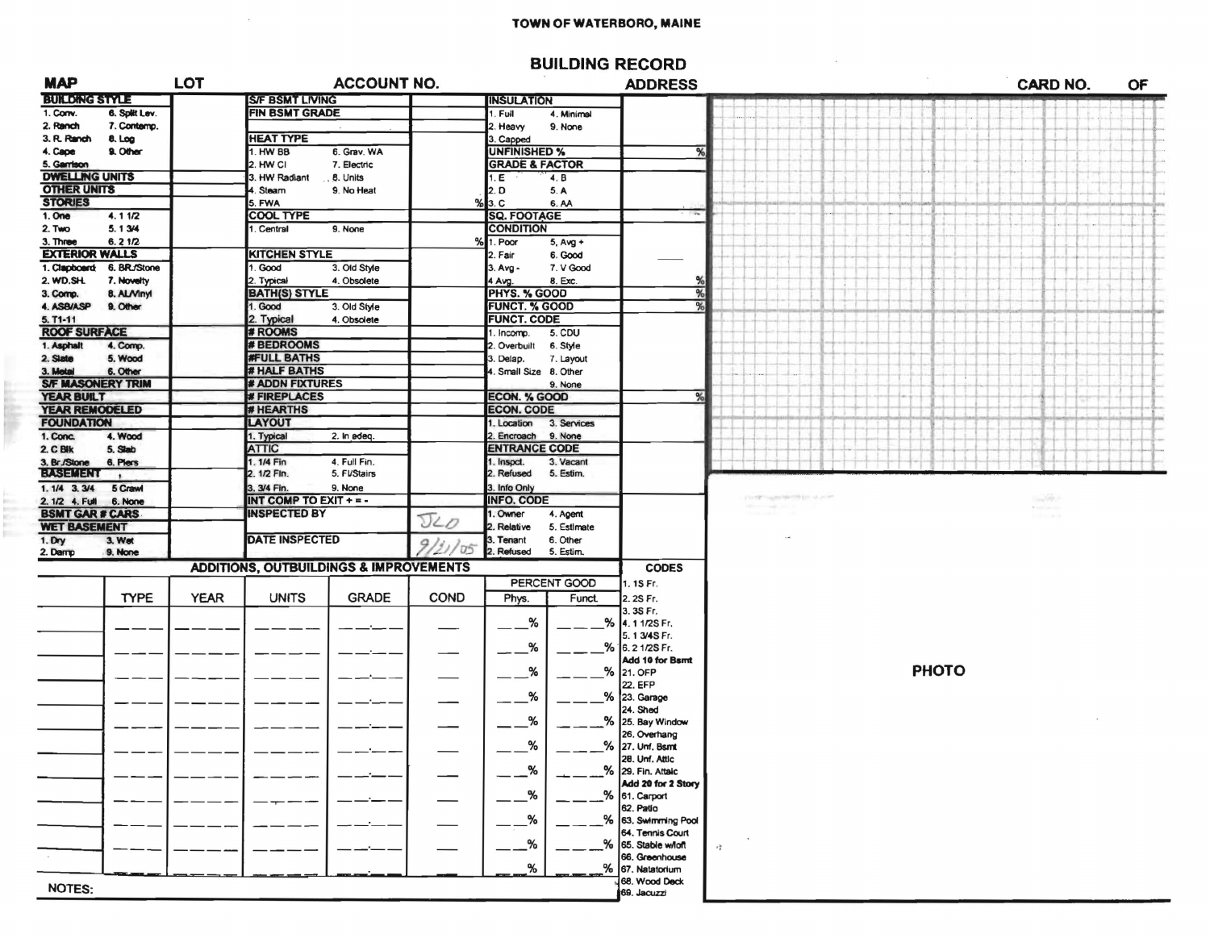**TOWN OF WATERBORO, MAINE**

## BUILDING RECORD

MAP | LOT | ACCOUNT NO. | ADDRESS | CARD NO. | OF

| | | | | | |
|---|---|---|---|---|---|
| **BUILDING STYLE**<br>1. Conv. 6. Split Lev.<br>2. Ranch 7. Contemp.<br>3. R. Ranch 8. Log<br>4. Cape 9. Other<br>5. Garrison | | **S/F BSMT LIVING** | | **INSULATION**<br>1. Full 4. Minimal<br>2. Heavy 9. None<br>3. Capped | |
| | | **FIN BSMT GRADE** | | | |
| | | **HEAT TYPE**<br>1. HW BB 6. Grav. WA<br>2. HW CI 7. Electric<br>3. HW Radiant 8. Units<br>4. Steam 9. No Heat<br>5. FWA | % | **UNFINISHED %** | % |
| **DWELLING UNITS** | | | | **GRADE & FACTOR**<br>1. E 4. B<br>2. D 5. A<br>3. C 6. AA | |
| **OTHER UNITS** | | | | | |
| **STORIES**<br>1. One 4. 1 1/2<br>2. Two 5. 1 3/4<br>3. Three 6. 2 1/2 | | **COOL TYPE**<br>1. Central 9. None | % | **SQ. FOOTAGE** | |
| | | | | **CONDITION**<br>1. Poor 5. Avg +<br>2. Fair 6. Good<br>3. Avg - 7. V Good<br>4. Avg. 8. Exc. | |
| **EXTERIOR WALLS**<br>1. Clapboard 6. BR./Stone<br>2. WD.SH. 7. Novelty<br>3. Comp. 8. AL/Vinyl<br>4. ASB/ASP 9. Other<br>5. T1-11 | | **KITCHEN STYLE**<br>1. Good 3. Old Style<br>2. Typical 4. Obsolete | | | |
| | | **BATH(S) STYLE**<br>1. Good 3. Old Style<br>2. Typical 4. Obsolete | | **PHYS. % GOOD** | % |
| | | | | **FUNCT. % GOOD** | % |
| **ROOF SURFACE**<br>1. Asphalt 4. Comp.<br>2. Slate 5. Wood<br>3. Metal 6. Other | | **# ROOMS** | | **FUNCT. CODE**<br>1. Incomp. 5. CDU<br>2. Overbuilt 6. Style<br>3. Delap. 7. Layout<br>4. Small Size 8. Other<br>9. None | |
| | | **# BEDROOMS** | | | |
| | | **#FULL BATHS** | | | |
| | | **# HALF BATHS** | | | |
| **S/F MASONERY TRIM** | | **# ADDN FIXTURES** | | | |
| **YEAR BUILT** | | **# FIREPLACES** | | **ECON. % GOOD** | % |
| **YEAR REMODELED** | | **# HEARTHS** | | **ECON. CODE**<br>1. Location 3. Services<br>2. Encroach 9. None | |
| **FOUNDATION**<br>1. Conc. 4. Wood<br>2. C Blk 5. Slab<br>3. Br./Stone 6. Piers | | **LAYOUT**<br>1. Typical 2. In adeq. | | | |
| | | **ATTIC**<br>1. 1/4 Fin 4. Full Fin.<br>2. 1/2 Fin. 5. Fl/Stairs<br>3. 3/4 Fin. 9. None | | **ENTRANCE CODE**<br>1. Inspct. 3. Vacant<br>2. Refused 5. Estim.<br>3. Info Only | |
| **BASEMENT**<br>1. 1/4 3. 3/4 5 Crawl<br>2. 1/2 4. Full 6. None | | | | | |
| | | **INT COMP TO EXIT + = -** | | **INFO. CODE**<br>1. Owner 4. Agent<br>2. Relative 5. Estimate<br>3. Tenant 6. Other<br>2. Refused 5. Estim. | |
| **BSMT GAR # CARS** | | **INSPECTED BY** | JLO | | |
| **WET BASEMENT**<br>1. Dry 3. Wet<br>2. Damp 9. None | | **DATE INSPECTED** | 9/21/05 | | |

### ADDITIONS, OUTBUILDINGS & IMPROVEMENTS

| | TYPE | YEAR | UNITS | GRADE | COND | PERCENT GOOD Phys. | PERCENT GOOD Funct. |
|---|---|---|---|---|---|---|---|
| | | | | | | % | % |
| | | | | | | % | % |
| | | | | | | % | % |
| | | | | | | % | % |
| | | | | | | % | % |
| | | | | | | % | % |
| | | | | | | % | % |
| | | | | | | % | % |
| | | | | | | % | % |
| | | | | | | % | % |
| | | | | | | % | % |

**CODES**
1. 1S Fr.
2. 2S Fr.
3. 3S Fr.
4. 1 1/2S Fr.
5. 1 3/4S Fr.
6. 2 1/2S Fr.

Add 10 for Bsmt
21. OFP
22. EFP
23. Garage
24. Shed
25. Bay Window
26. Overhang
27. Unf. Bsmt
28. Unf. Attic
29. Fin. Attaic

Add 20 for 2 Story
61. Carport
62. Patio
63. Swimming Pool
64. Tennis Court
65. Stable w/loft
66. Greenhouse
67. Natatorium
68. Wood Deck
69. Jacuzzi

NOTES:

PHOTO